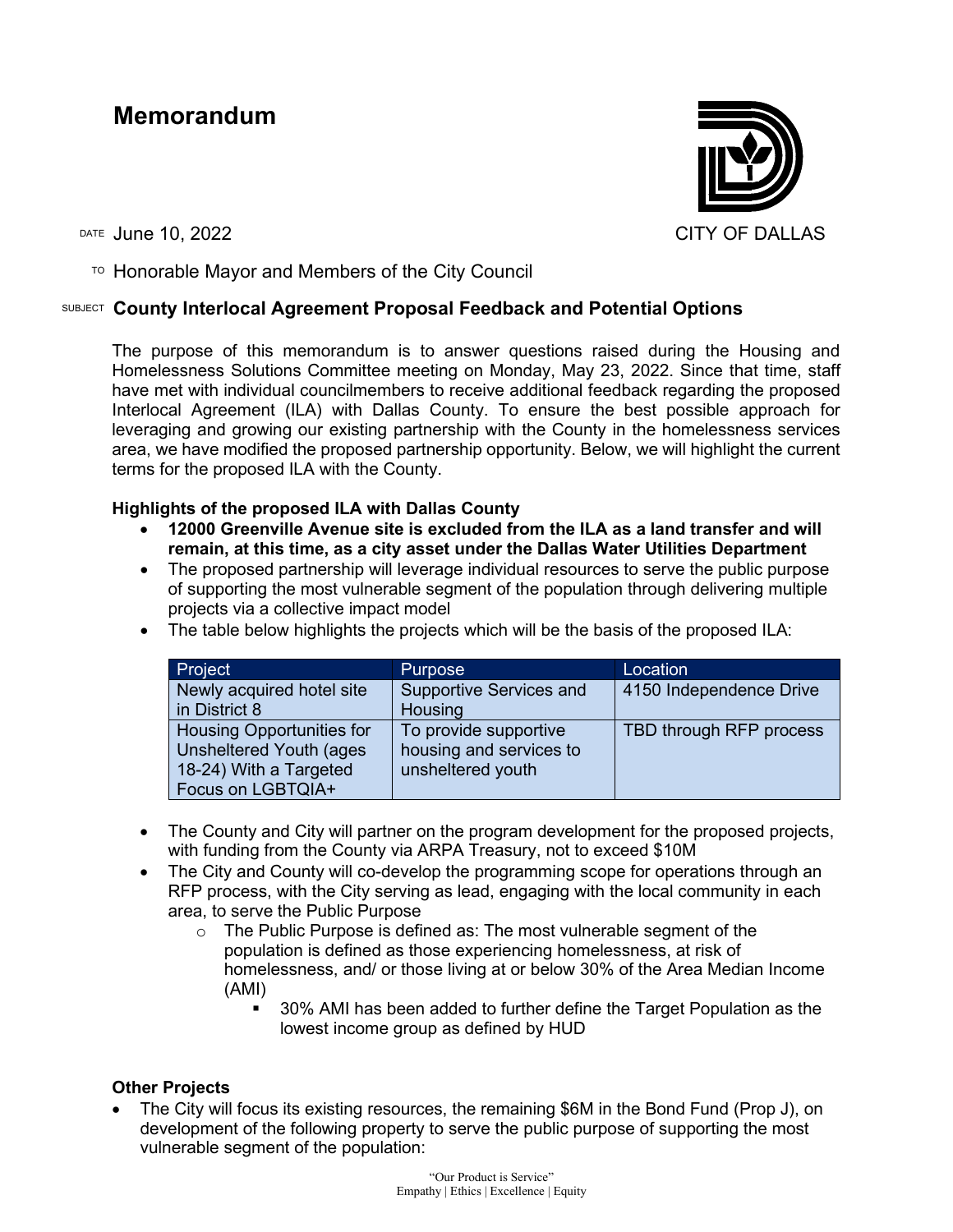# Memorandum

CITY OF DALLAS

DATE June 10, 2022

TO Honorable Mayor and Members of the City Council

SUBJECT **County Interlocal Agreement Proposal Feedback and Potential Options**

The purpose of this memorandum is to answer questions raised during the Housing and Homelessness Solutions Committee meeting on Monday, May 23, 2022. Since that time, staff have met with individual councilmembers to receive additional feedback regarding the proposed Interlocal Agreement (ILA) with Dallas County. To ensure the best possible approach for leveraging and growing our existing partnership with the County in the homelessness services area, we have modified the proposed partnership opportunity. Below, we will highlight the current terms for the proposed ILA with the County.

**Highlights of the proposed ILA with Dallas County**

- **12000 Greenville Avenue site is excluded from the ILA as a land transfer and will remain, at this time, as a city asset under the Dallas Water Utilities Department**
- The proposed partnership will leverage individual resources to serve the public purpose of supporting the most vulnerable segment of the population through delivering multiple projects via a collective impact model
- The table below highlights the projects which will be the basis of the proposed ILA:

| Project | Purpose | Location |
|---|---|---|
| Newly acquired hotel site in District 8 | Supportive Services and Housing | 4150 Independence Drive |
| Housing Opportunities for Unsheltered Youth (ages 18-24) With a Targeted Focus on LGBTQIA+ | To provide supportive housing and services to unsheltered youth | TBD through RFP process |

- The County and City will partner on the program development for the proposed projects, with funding from the County via ARPA Treasury, not to exceed $10M
- The City and County will co-develop the programming scope for operations through an RFP process, with the City serving as lead, engaging with the local community in each area, to serve the Public Purpose
    - The Public Purpose is defined as: The most vulnerable segment of the population is defined as those experiencing homelessness, at risk of homelessness, and/ or those living at or below 30% of the Area Median Income (AMI)
        - 30% AMI has been added to further define the Target Population as the lowest income group as defined by HUD

**Other Projects**

- The City will focus its existing resources, the remaining $6M in the Bond Fund (Prop J), on development of the following property to serve the public purpose of supporting the most vulnerable segment of the population:

“Our Product is Service”
Empathy | Ethics | Excellence | Equity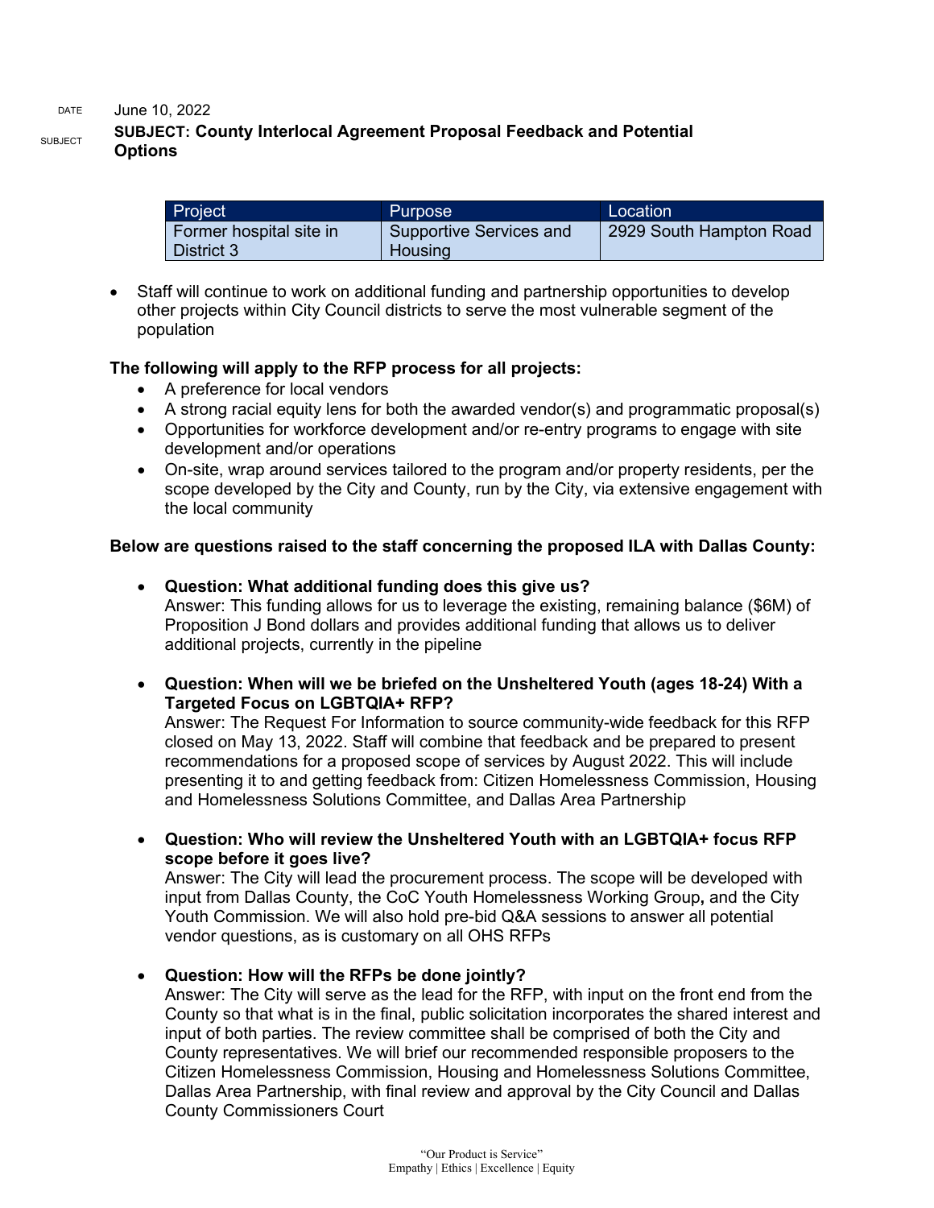DATE June 10, 2022

SUBJECT **SUBJECT: County Interlocal Agreement Proposal Feedback and Potential Options**

| Project | Purpose | Location |
| --- | --- | --- |
| Former hospital site in District 3 | Supportive Services and Housing | 2929 South Hampton Road |

- Staff will continue to work on additional funding and partnership opportunities to develop other projects within City Council districts to serve the most vulnerable segment of the population

**The following will apply to the RFP process for all projects:**

- A preference for local vendors
- A strong racial equity lens for both the awarded vendor(s) and programmatic proposal(s)
- Opportunities for workforce development and/or re-entry programs to engage with site development and/or operations
- On-site, wrap around services tailored to the program and/or property residents, per the scope developed by the City and County, run by the City, via extensive engagement with the local community

**Below are questions raised to the staff concerning the proposed ILA with Dallas County:**

- **Question: What additional funding does this give us?**
  Answer: This funding allows for us to leverage the existing, remaining balance ($6M) of Proposition J Bond dollars and provides additional funding that allows us to deliver additional projects, currently in the pipeline

- **Question: When will we be briefed on the Unsheltered Youth (ages 18-24) With a Targeted Focus on LGBTQIA+ RFP?**
  Answer: The Request For Information to source community-wide feedback for this RFP closed on May 13, 2022. Staff will combine that feedback and be prepared to present recommendations for a proposed scope of services by August 2022. This will include presenting it to and getting feedback from: Citizen Homelessness Commission, Housing and Homelessness Solutions Committee, and Dallas Area Partnership

- **Question: Who will review the Unsheltered Youth with an LGBTQIA+ focus RFP scope before it goes live?**
  Answer: The City will lead the procurement process. The scope will be developed with input from Dallas County, the CoC Youth Homelessness Working Group**,** and the City Youth Commission. We will also hold pre-bid Q&A sessions to answer all potential vendor questions, as is customary on all OHS RFPs

- **Question: How will the RFPs be done jointly?**
  Answer: The City will serve as the lead for the RFP, with input on the front end from the County so that what is in the final, public solicitation incorporates the shared interest and input of both parties. The review committee shall be comprised of both the City and County representatives. We will brief our recommended responsible proposers to the Citizen Homelessness Commission, Housing and Homelessness Solutions Committee, Dallas Area Partnership, with final review and approval by the City Council and Dallas County Commissioners Court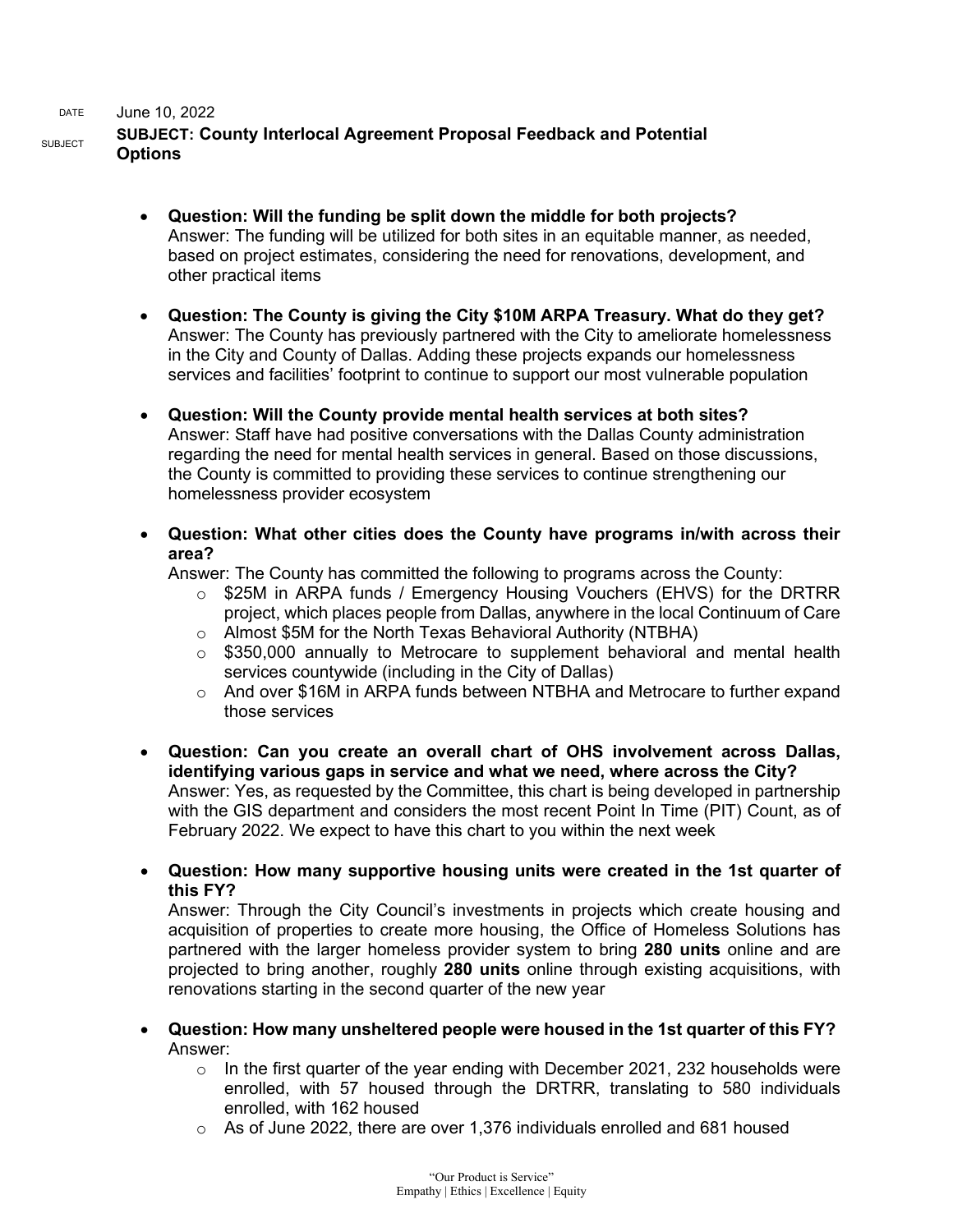DATE June 10, 2022

SUBJECT **SUBJECT: County Interlocal Agreement Proposal Feedback and Potential Options**

- **Question: Will the funding be split down the middle for both projects?**
  Answer: The funding will be utilized for both sites in an equitable manner, as needed, based on project estimates, considering the need for renovations, development, and other practical items

- **Question: The County is giving the City $10M ARPA Treasury. What do they get?**
  Answer: The County has previously partnered with the City to ameliorate homelessness in the City and County of Dallas. Adding these projects expands our homelessness services and facilities' footprint to continue to support our most vulnerable population

- **Question: Will the County provide mental health services at both sites?**
  Answer: Staff have had positive conversations with the Dallas County administration regarding the need for mental health services in general. Based on those discussions, the County is committed to providing these services to continue strengthening our homelessness provider ecosystem

- **Question: What other cities does the County have programs in/with across their area?**
  Answer: The County has committed the following to programs across the County:
  - $25M in ARPA funds / Emergency Housing Vouchers (EHVS) for the DRTRR project, which places people from Dallas, anywhere in the local Continuum of Care
  - Almost $5M for the North Texas Behavioral Authority (NTBHA)
  - $350,000 annually to Metrocare to supplement behavioral and mental health services countywide (including in the City of Dallas)
  - And over $16M in ARPA funds between NTBHA and Metrocare to further expand those services

- **Question: Can you create an overall chart of OHS involvement across Dallas, identifying various gaps in service and what we need, where across the City?**
  Answer: Yes, as requested by the Committee, this chart is being developed in partnership with the GIS department and considers the most recent Point In Time (PIT) Count, as of February 2022. We expect to have this chart to you within the next week

- **Question: How many supportive housing units were created in the 1st quarter of this FY?**
  Answer: Through the City Council's investments in projects which create housing and acquisition of properties to create more housing, the Office of Homeless Solutions has partnered with the larger homeless provider system to bring **280 units** online and are projected to bring another, roughly **280 units** online through existing acquisitions, with renovations starting in the second quarter of the new year

- **Question: How many unsheltered people were housed in the 1st quarter of this FY?**
  Answer:
  - In the first quarter of the year ending with December 2021, 232 households were enrolled, with 57 housed through the DRTRR, translating to 580 individuals enrolled, with 162 housed
  - As of June 2022, there are over 1,376 individuals enrolled and 681 housed

"Our Product is Service"
Empathy | Ethics | Excellence | Equity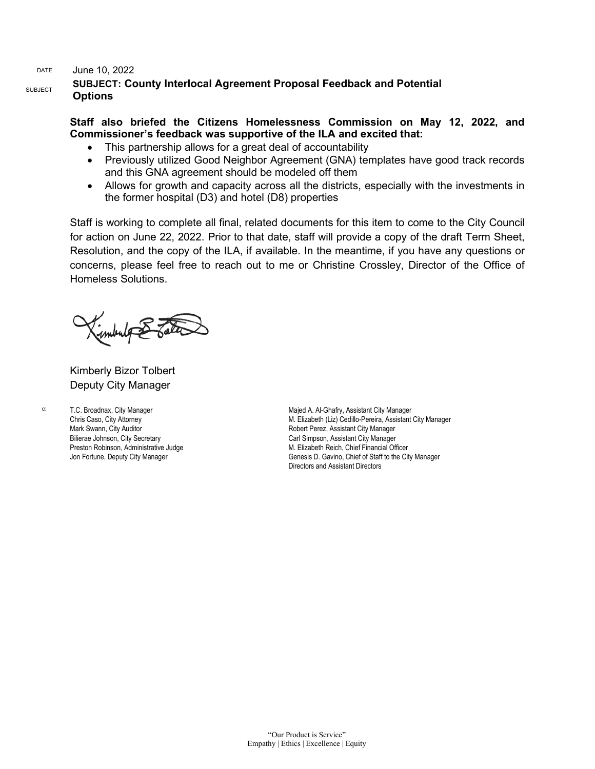DATE June 10, 2022

SUBJECT **SUBJECT: County Interlocal Agreement Proposal Feedback and Potential Options**

**Staff also briefed the Citizens Homelessness Commission on May 12, 2022, and Commissioner's feedback was supportive of the ILA and excited that:**

- This partnership allows for a great deal of accountability
- Previously utilized Good Neighbor Agreement (GNA) templates have good track records and this GNA agreement should be modeled off them
- Allows for growth and capacity across all the districts, especially with the investments in the former hospital (D3) and hotel (D8) properties

Staff is working to complete all final, related documents for this item to come to the City Council for action on June 22, 2022. Prior to that date, staff will provide a copy of the draft Term Sheet, Resolution, and the copy of the ILA, if available. In the meantime, if you have any questions or concerns, please feel free to reach out to me or Christine Crossley, Director of the Office of Homeless Solutions.

Kimberly Bizor Tolbert
Deputy City Manager

c:
T.C. Broadnax, City Manager
Chris Caso, City Attorney
Mark Swann, City Auditor
Bilierae Johnson, City Secretary
Preston Robinson, Administrative Judge
Jon Fortune, Deputy City Manager
Majed A. Al-Ghafry, Assistant City Manager
M. Elizabeth (Liz) Cedillo-Pereira, Assistant City Manager
Robert Perez, Assistant City Manager
Carl Simpson, Assistant City Manager
M. Elizabeth Reich, Chief Financial Officer
Genesis D. Gavino, Chief of Staff to the City Manager
Directors and Assistant Directors

"Our Product is Service"
Empathy | Ethics | Excellence | Equity